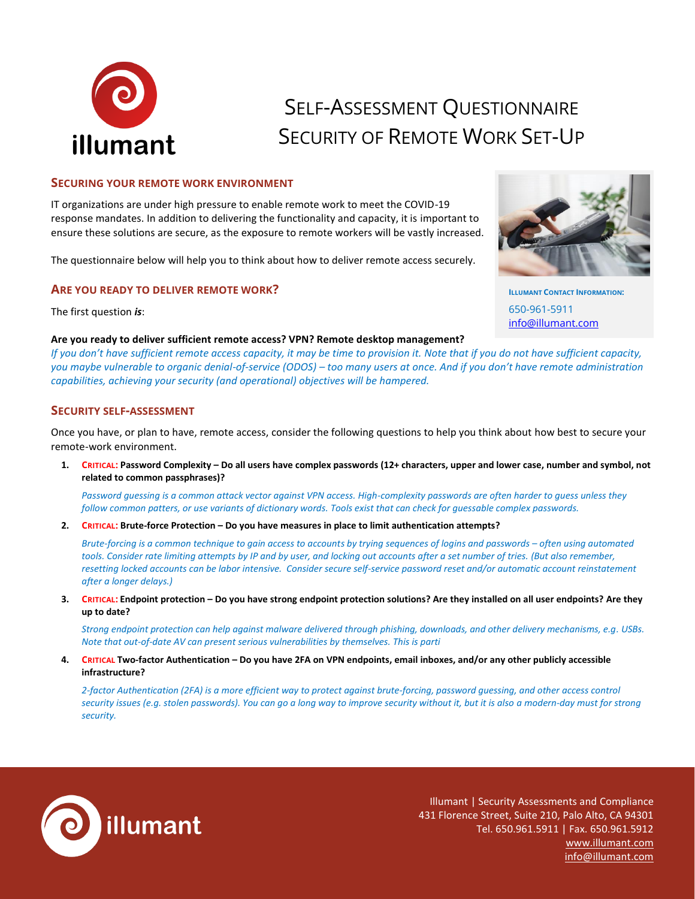# Self-Assessment Questionnaire
# Security of Remote Work Set-Up

## Securing Your Remote Work Environment

IT organizations are under high pressure to enable remote work to meet the COVID-19 response mandates. In addition to delivering the functionality and capacity, it is important to ensure these solutions are secure, as the exposure to remote workers will be vastly increased.

The questionnaire below will help you to think about how to deliver remote access securely.

**Illumant Contact Information:**
650-961-5911
info@illumant.com

## Are You Ready to Deliver Remote Work?

The first question ***is***:

**Are you ready to deliver sufficient remote access? VPN? Remote desktop management?**
*If you don't have sufficient remote access capacity, it may be time to provision it. Note that if you do not have sufficient capacity, you maybe vulnerable to organic denial-of-service (ODOS) – too many users at once. And if you don't have remote administration capabilities, achieving your security (and operational) objectives will be hampered.*

## Security Self-Assessment

Once you have, or plan to have, remote access, consider the following questions to help you think about how best to secure your remote-work environment.

1. **Critical: Password Complexity – Do all users have complex passwords (12+ characters, upper and lower case, number and symbol, not related to common passphrases)?**

   *Password guessing is a common attack vector against VPN access. High-complexity passwords are often harder to guess unless they follow common patters, or use variants of dictionary words. Tools exist that can check for guessable complex passwords.*

2. **Critical: Brute-force Protection – Do you have measures in place to limit authentication attempts?**

   *Brute-forcing is a common technique to gain access to accounts by trying sequences of logins and passwords – often using automated tools. Consider rate limiting attempts by IP and by user, and locking out accounts after a set number of tries. (But also remember, resetting locked accounts can be labor intensive. Consider secure self-service password reset and/or automatic account reinstatement after a longer delays.)*

3. **Critical: Endpoint protection – Do you have strong endpoint protection solutions? Are they installed on all user endpoints? Are they up to date?**

   *Strong endpoint protection can help against malware delivered through phishing, downloads, and other delivery mechanisms, e.g. USBs. Note that out-of-date AV can present serious vulnerabilities by themselves. This is parti*

4. **Critical Two-factor Authentication – Do you have 2FA on VPN endpoints, email inboxes, and/or any other publicly accessible infrastructure?**

   *2-factor Authentication (2FA) is a more efficient way to protect against brute-forcing, password guessing, and other access control security issues (e.g. stolen passwords). You can go a long way to improve security without it, but it is also a modern-day must for strong security.*

Illumant | Security Assessments and Compliance
431 Florence Street, Suite 210, Palo Alto, CA 94301
Tel. 650.961.5911 | Fax. 650.961.5912
www.illumant.com
info@illumant.com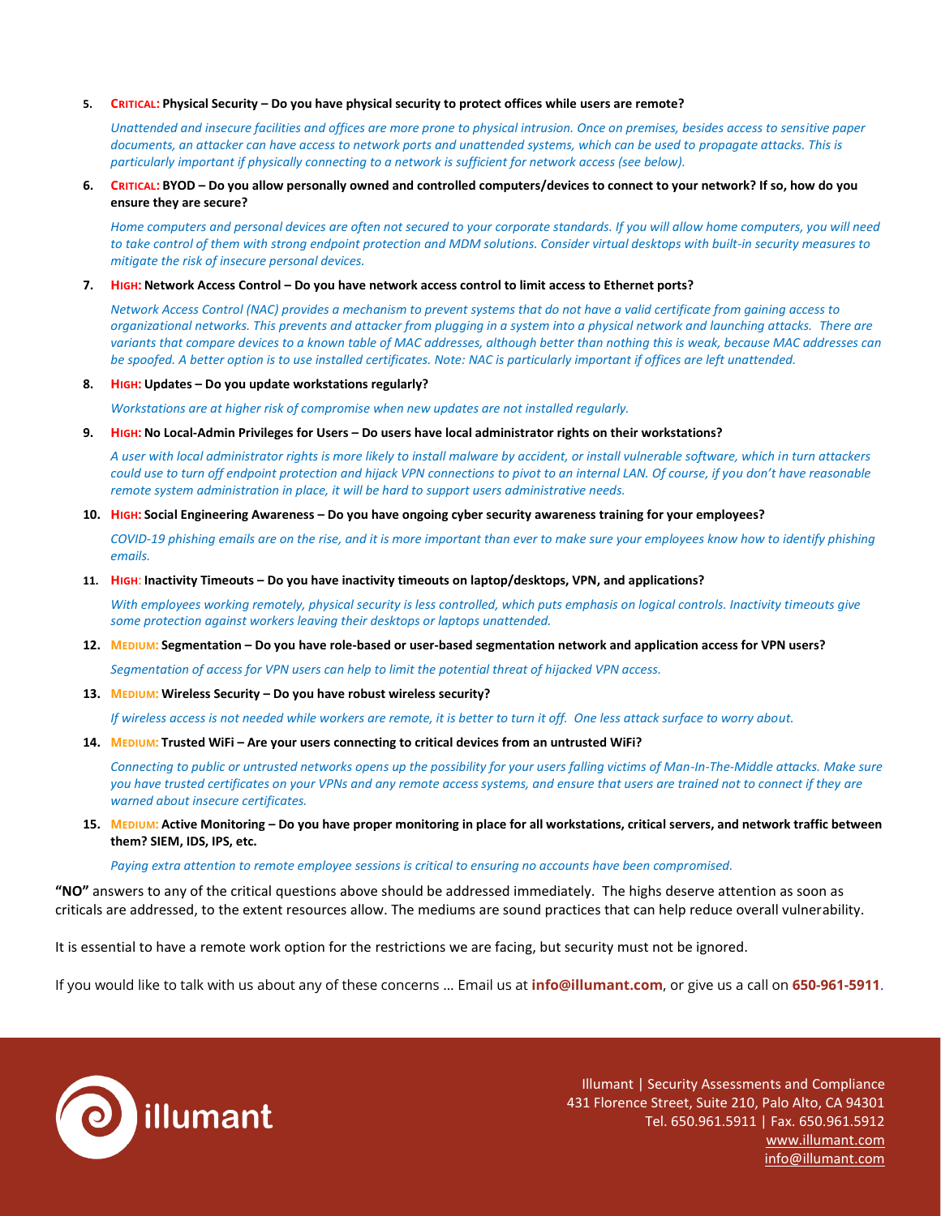5. **CRITICAL: Physical Security – Do you have physical security to protect offices while users are remote?**

   *Unattended and insecure facilities and offices are more prone to physical intrusion. Once on premises, besides access to sensitive paper documents, an attacker can have access to network ports and unattended systems, which can be used to propagate attacks. This is particularly important if physically connecting to a network is sufficient for network access (see below).*

6. **CRITICAL: BYOD – Do you allow personally owned and controlled computers/devices to connect to your network? If so, how do you ensure they are secure?**

   *Home computers and personal devices are often not secured to your corporate standards. If you will allow home computers, you will need to take control of them with strong endpoint protection and MDM solutions. Consider virtual desktops with built-in security measures to mitigate the risk of insecure personal devices.*

7. **HIGH: Network Access Control – Do you have network access control to limit access to Ethernet ports?**

   *Network Access Control (NAC) provides a mechanism to prevent systems that do not have a valid certificate from gaining access to organizational networks. This prevents and attacker from plugging in a system into a physical network and launching attacks. There are variants that compare devices to a known table of MAC addresses, although better than nothing this is weak, because MAC addresses can be spoofed. A better option is to use installed certificates. Note: NAC is particularly important if offices are left unattended.*

8. **HIGH: Updates – Do you update workstations regularly?**

   *Workstations are at higher risk of compromise when new updates are not installed regularly.*

9. **HIGH: No Local-Admin Privileges for Users – Do users have local administrator rights on their workstations?**

   *A user with local administrator rights is more likely to install malware by accident, or install vulnerable software, which in turn attackers could use to turn off endpoint protection and hijack VPN connections to pivot to an internal LAN. Of course, if you don't have reasonable remote system administration in place, it will be hard to support users administrative needs.*

10. **HIGH: Social Engineering Awareness – Do you have ongoing cyber security awareness training for your employees?**

    *COVID-19 phishing emails are on the rise, and it is more important than ever to make sure your employees know how to identify phishing emails.*

11. **HIGH: Inactivity Timeouts – Do you have inactivity timeouts on laptop/desktops, VPN, and applications?**

    *With employees working remotely, physical security is less controlled, which puts emphasis on logical controls. Inactivity timeouts give some protection against workers leaving their desktops or laptops unattended.*

12. **MEDIUM: Segmentation – Do you have role-based or user-based segmentation network and application access for VPN users?**

    *Segmentation of access for VPN users can help to limit the potential threat of hijacked VPN access.*

13. **MEDIUM: Wireless Security – Do you have robust wireless security?**

    *If wireless access is not needed while workers are remote, it is better to turn it off. One less attack surface to worry about.*

14. **MEDIUM: Trusted WiFi – Are your users connecting to critical devices from an untrusted WiFi?**

    *Connecting to public or untrusted networks opens up the possibility for your users falling victims of Man-In-The-Middle attacks. Make sure you have trusted certificates on your VPNs and any remote access systems, and ensure that users are trained not to connect if they are warned about insecure certificates.*

15. **MEDIUM: Active Monitoring – Do you have proper monitoring in place for all workstations, critical servers, and network traffic between them? SIEM, IDS, IPS, etc.**

    *Paying extra attention to remote employee sessions is critical to ensuring no accounts have been compromised.*

**"NO"** answers to any of the critical questions above should be addressed immediately. The highs deserve attention as soon as criticals are addressed, to the extent resources allow. The mediums are sound practices that can help reduce overall vulnerability.

It is essential to have a remote work option for the restrictions we are facing, but security must not be ignored.

If you would like to talk with us about any of these concerns … Email us at **info@illumant.com**, or give us a call on **650-961-5911**.

illumant

Illumant | Security Assessments and Compliance
431 Florence Street, Suite 210, Palo Alto, CA 94301
Tel. 650.961.5911 | Fax. 650.961.5912
www.illumant.com
info@illumant.com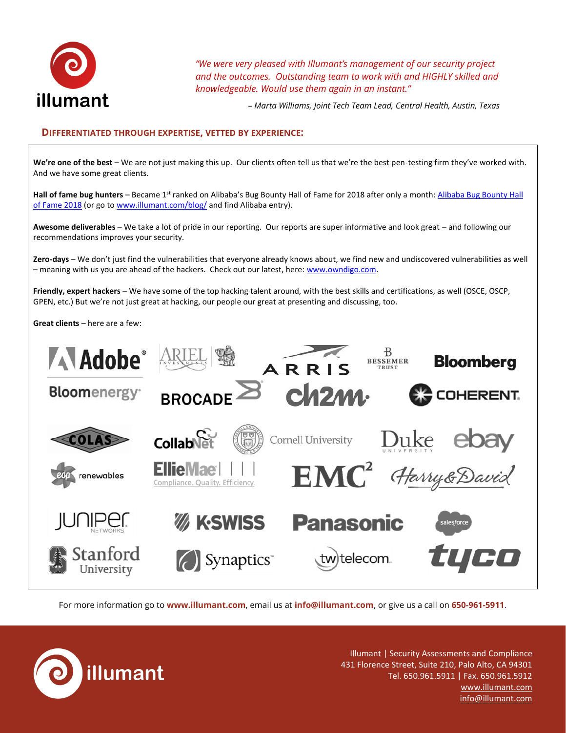*"We were very pleased with Illumant's management of our security project and the outcomes. Outstanding team to work with and HIGHLY skilled and knowledgeable. Would use them again in an instant."*

*– Marta Williams, Joint Tech Team Lead, Central Health, Austin, Texas*

## DIFFERENTIATED THROUGH EXPERTISE, VETTED BY EXPERIENCE:

**We're one of the best** – We are not just making this up. Our clients often tell us that we're the best pen-testing firm they've worked with. And we have some great clients.

**Hall of fame bug hunters** – Became 1st ranked on Alibaba's Bug Bounty Hall of Fame for 2018 after only a month: Alibaba Bug Bounty Hall of Fame 2018 (or go to www.illumant.com/blog/ and find Alibaba entry).

**Awesome deliverables** – We take a lot of pride in our reporting. Our reports are super informative and look great – and following our recommendations improves your security.

**Zero-days** – We don't just find the vulnerabilities that everyone already knows about, we find new and undiscovered vulnerabilities as well – meaning with us you are ahead of the hackers. Check out our latest, here: www.owndigo.com.

**Friendly, expert hackers** – We have some of the top hacking talent around, with the best skills and certifications, as well (OSCE, OSCP, GPEN, etc.) But we're not just great at hacking, our people our great at presenting and discussing, too.

**Great clients** – here are a few:

Adobe, Ariel Investments, Arris, Bessemer Trust, Bloomberg, Bloomenergy, Brocade, ch2m, Coherent, Colas, CollabNet, Cornell University, Duke University, ebay, edp renewables, EllieMae, EMC², Harry&David, Juniper Networks, K-Swiss, Panasonic, salesforce, Stanford University, Synaptics, tw telecom, tyco

For more information go to **www.illumant.com**, email us at **info@illumant.com**, or give us a call on **650-961-5911**.

Illumant | Security Assessments and Compliance
431 Florence Street, Suite 210, Palo Alto, CA 94301
Tel. 650.961.5911 | Fax. 650.961.5912
www.illumant.com
info@illumant.com